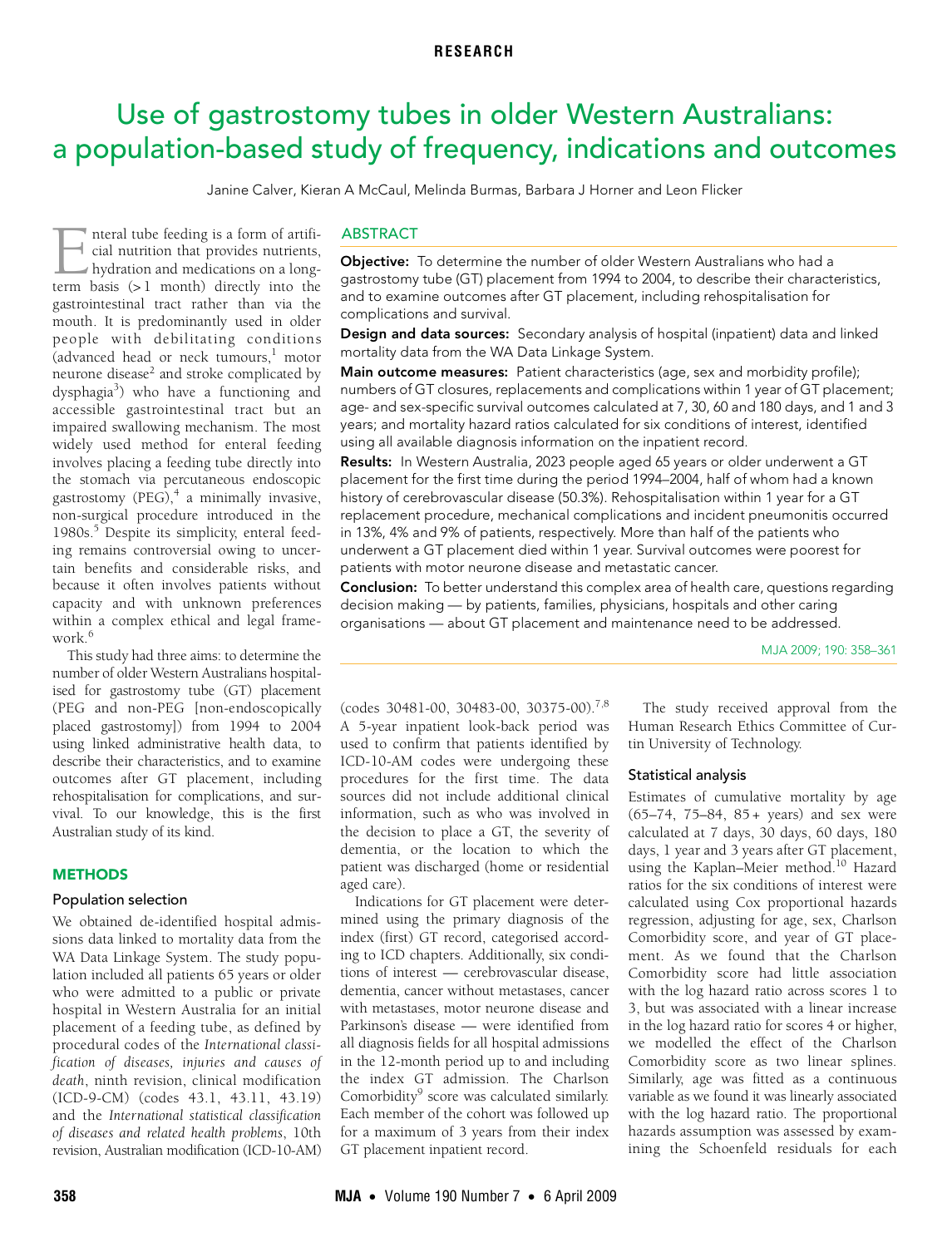RESEARCH

# Use of gastrostomy tubes in older Western Australians: a population-based study of frequency, indications and outcomes

Janine Calver, Kieran A McCaul, Melinda Burmas, Barbara J Horner and Leon Flicker

## ABSTRACT

**Objective:** To determine the number of older Western Australians who had a gastrostomy tube (GT) placement from 1994 to 2004, to describe their characteristics, and to examine outcomes after GT placement, including rehospitalisation for complications and survival.

**Design and data sources:** Secondary analysis of hospital (inpatient) data and linked mortality data from the WA Data Linkage System.

**Main outcome measures:** Patient characteristics (age, sex and morbidity profile); numbers of GT closures, replacements and complications within 1 year of GT placement; age- and sex-specific survival outcomes calculated at 7, 30, 60 and 180 days, and 1 and 3 years; and mortality hazard ratios calculated for six conditions of interest, identified using all available diagnosis information on the inpatient record.

**Results:** In Western Australia, 2023 people aged 65 years or older underwent a GT placement for the first time during the period 1994–2004, half of whom had a known history of cerebrovascular disease (50.3%). Rehospitalisation within 1 year for a GT replacement procedure, mechanical complications and incident pneumonitis occurred in 13%, 4% and 9% of patients, respectively. More than half of the patients who underwent a GT placement died within 1 year. Survival outcomes were poorest for patients with motor neurone disease and metastatic cancer.

**Conclusion:** To better understand this complex area of health care, questions regarding decision making — by patients, families, physicians, hospitals and other caring organisations — about GT placement and maintenance need to be addressed.

MJA 2009; 190: 358–361

Enteral tube feeding is a form of artificial nutrition that provides nutrients, hydration and medications on a long-term basis (> 1 month) directly into the gastrointestinal tract rather than via the mouth. It is predominantly used in older people with debilitating conditions (advanced head or neck tumours,[1] motor neurone disease[2] and stroke complicated by dysphagia[3]) who have a functioning and accessible gastrointestinal tract but an impaired swallowing mechanism. The most widely used method for enteral feeding involves placing a feeding tube directly into the stomach via percutaneous endoscopic gastrostomy (PEG),[4] a minimally invasive, non-surgical procedure introduced in the 1980s.[5] Despite its simplicity, enteral feeding remains controversial owing to uncertain benefits and considerable risks, and because it often involves patients without capacity and with unknown preferences within a complex ethical and legal framework.[6]

This study had three aims: to determine the number of older Western Australians hospitalised for gastrostomy tube (GT) placement (PEG and non-PEG [non-endoscopically placed gastrostomy]) from 1994 to 2004 using linked administrative health data, to describe their characteristics, and to examine outcomes after GT placement, including rehospitalisation for complications, and survival. To our knowledge, this is the first Australian study of its kind.

## METHODS

### Population selection

We obtained de-identified hospital admissions data linked to mortality data from the WA Data Linkage System. The study population included all patients 65 years or older who were admitted to a public or private hospital in Western Australia for an initial placement of a feeding tube, as defined by procedural codes of the *International classification of diseases, injuries and causes of death*, ninth revision, clinical modification (ICD-9-CM) (codes 43.1, 43.11, 43.19) and the *International statistical classification of diseases and related health problems*, 10th revision, Australian modification (ICD-10-AM) (codes 30481-00, 30483-00, 30375-00).[7,8] A 5-year inpatient look-back period was used to confirm that patients identified by ICD-10-AM codes were undergoing these procedures for the first time. The data sources did not include additional clinical information, such as who was involved in the decision to place a GT, the severity of dementia, or the location to which the patient was discharged (home or residential aged care).

Indications for GT placement were determined using the primary diagnosis of the index (first) GT record, categorised according to ICD chapters. Additionally, six conditions of interest — cerebrovascular disease, dementia, cancer without metastases, cancer with metastases, motor neurone disease and Parkinson's disease — were identified from all diagnosis fields for all hospital admissions in the 12-month period up to and including the index GT admission. The Charlson Comorbidity[9] score was calculated similarly. Each member of the cohort was followed up for a maximum of 3 years from their index GT placement inpatient record.

The study received approval from the Human Research Ethics Committee of Curtin University of Technology.

### Statistical analysis

Estimates of cumulative mortality by age (65–74, 75–84, 85 + years) and sex were calculated at 7 days, 30 days, 60 days, 180 days, 1 year and 3 years after GT placement, using the Kaplan–Meier method.[10] Hazard ratios for the six conditions of interest were calculated using Cox proportional hazards regression, adjusting for age, sex, Charlson Comorbidity score, and year of GT placement. As we found that the Charlson Comorbidity score had little association with the log hazard ratio across scores 1 to 3, but was associated with a linear increase in the log hazard ratio for scores 4 or higher, we modelled the effect of the Charlson Comorbidity score as two linear splines. Similarly, age was fitted as a continuous variable as we found it was linearly associated with the log hazard ratio. The proportional hazards assumption was assessed by examining the Schoenfeld residuals for each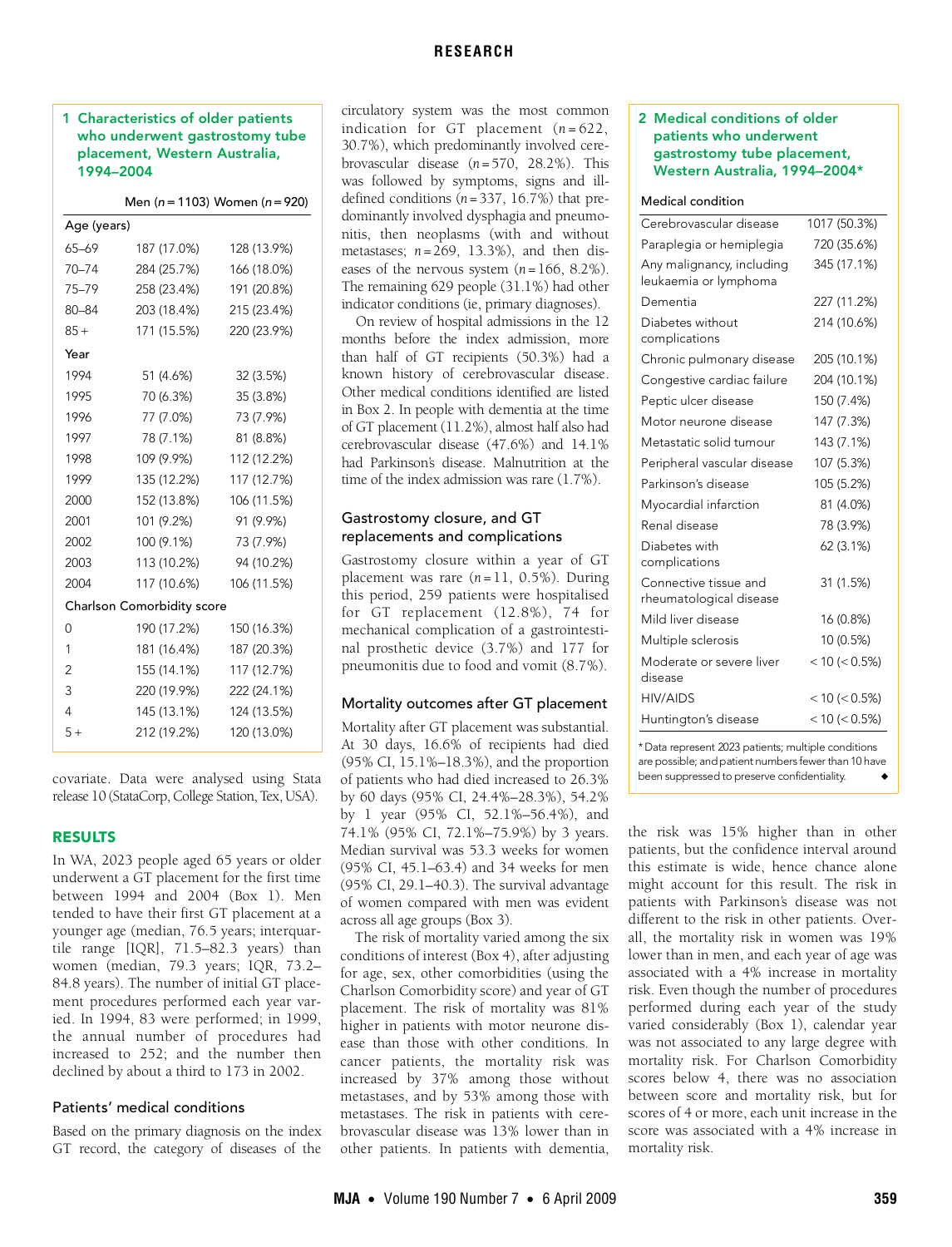### 1 Characteristics of older patients who underwent gastrostomy tube placement, Western Australia, 1994–2004

| | Men (n = 1103) | Women (n = 920) |
|---|---|---|
| **Age (years)** | | |
| 65–69 | 187 (17.0%) | 128 (13.9%) |
| 70–74 | 284 (25.7%) | 166 (18.0%) |
| 75–79 | 258 (23.4%) | 191 (20.8%) |
| 80–84 | 203 (18.4%) | 215 (23.4%) |
| 85 + | 171 (15.5%) | 220 (23.9%) |
| **Year** | | |
| 1994 | 51 (4.6%) | 32 (3.5%) |
| 1995 | 70 (6.3%) | 35 (3.8%) |
| 1996 | 77 (7.0%) | 73 (7.9%) |
| 1997 | 78 (7.1%) | 81 (8.8%) |
| 1998 | 109 (9.9%) | 112 (12.2%) |
| 1999 | 135 (12.2%) | 117 (12.7%) |
| 2000 | 152 (13.8%) | 106 (11.5%) |
| 2001 | 101 (9.2%) | 91 (9.9%) |
| 2002 | 100 (9.1%) | 73 (7.9%) |
| 2003 | 113 (10.2%) | 94 (10.2%) |
| 2004 | 117 (10.6%) | 106 (11.5%) |
| **Charlson Comorbidity score** | | |
| 0 | 190 (17.2%) | 150 (16.3%) |
| 1 | 181 (16.4%) | 187 (20.3%) |
| 2 | 155 (14.1%) | 117 (12.7%) |
| 3 | 220 (19.9%) | 222 (24.1%) |
| 4 | 145 (13.1%) | 124 (13.5%) |
| 5 + | 212 (19.2%) | 120 (13.0%) |

covariate. Data were analysed using Stata release 10 (StataCorp, College Station, Tex, USA).

## RESULTS

In WA, 2023 people aged 65 years or older underwent a GT placement for the first time between 1994 and 2004 (Box 1). Men tended to have their first GT placement at a younger age (median, 76.5 years; interquartile range [IQR], 71.5–82.3 years) than women (median, 79.3 years; IQR, 73.2–84.8 years). The number of initial GT placement procedures performed each year varied. In 1994, 83 were performed; in 1999, the annual number of procedures had increased to 252; and the number then declined by about a third to 173 in 2002.

### Patients' medical conditions

Based on the primary diagnosis on the index GT record, the category of diseases of the circulatory system was the most common indication for GT placement (n = 622, 30.7%), which predominantly involved cerebrovascular disease (n = 570, 28.2%). This was followed by symptoms, signs and ill-defined conditions (n = 337, 16.7%) that predominantly involved dysphagia and pneumonitis, then neoplasms (with and without metastases; n = 269, 13.3%), and then diseases of the nervous system (n = 166, 8.2%). The remaining 629 people (31.1%) had other indicator conditions (ie, primary diagnoses).

On review of hospital admissions in the 12 months before the index admission, more than half of GT recipients (50.3%) had a known history of cerebrovascular disease. Other medical conditions identified are listed in Box 2. In people with dementia at the time of GT placement (11.2%), almost half also had cerebrovascular disease (47.6%) and 14.1% had Parkinson's disease. Malnutrition at the time of the index admission was rare (1.7%).

### Gastrostomy closure, and GT replacements and complications

Gastrostomy closure within a year of GT placement was rare (n = 11, 0.5%). During this period, 259 patients were hospitalised for GT replacement (12.8%), 74 for mechanical complication of a gastrointestinal prosthetic device (3.7%) and 177 for pneumonitis due to food and vomit (8.7%).

### Mortality outcomes after GT placement

Mortality after GT placement was substantial. At 30 days, 16.6% of recipients had died (95% CI, 15.1%–18.3%), and the proportion of patients who had died increased to 26.3% by 60 days (95% CI, 24.4%–28.3%), 54.2% by 1 year (95% CI, 52.1%–56.4%), and 74.1% (95% CI, 72.1%–75.9%) by 3 years. Median survival was 53.3 weeks for women (95% CI, 45.1–63.4) and 34 weeks for men (95% CI, 29.1–40.3). The survival advantage of women compared with men was evident across all age groups (Box 3).

The risk of mortality varied among the six conditions of interest (Box 4), after adjusting for age, sex, other comorbidities (using the Charlson Comorbidity score) and year of GT placement. The risk of mortality was 81% higher in patients with motor neurone disease than those with other conditions. In cancer patients, the mortality risk was increased by 37% among those without metastases, and by 53% among those with metastases. The risk in patients with cerebrovascular disease was 13% lower than in other patients. In patients with dementia, the risk was 15% higher than in other patients, but the confidence interval around this estimate is wide, hence chance alone might account for this result. The risk in patients with Parkinson's disease was not different to the risk in other patients. Overall, the mortality risk in women was 19% lower than in men, and each year of age was associated with a 4% increase in mortality risk. Even though the number of procedures performed during each year of the study varied considerably (Box 1), calendar year was not associated to any large degree with mortality risk. For Charlson Comorbidity scores below 4, there was no association between score and mortality risk, but for scores of 4 or more, each unit increase in the score was associated with a 4% increase in mortality risk.

### 2 Medical conditions of older patients who underwent gastrostomy tube placement, Western Australia, 1994–2004*

| Medical condition | |
|---|---|
| Cerebrovascular disease | 1017 (50.3%) |
| Paraplegia or hemiplegia | 720 (35.6%) |
| Any malignancy, including leukaemia or lymphoma | 345 (17.1%) |
| Dementia | 227 (11.2%) |
| Diabetes without complications | 214 (10.6%) |
| Chronic pulmonary disease | 205 (10.1%) |
| Congestive cardiac failure | 204 (10.1%) |
| Peptic ulcer disease | 150 (7.4%) |
| Motor neurone disease | 147 (7.3%) |
| Metastatic solid tumour | 143 (7.1%) |
| Peripheral vascular disease | 107 (5.3%) |
| Parkinson's disease | 105 (5.2%) |
| Myocardial infarction | 81 (4.0%) |
| Renal disease | 78 (3.9%) |
| Diabetes with complications | 62 (3.1%) |
| Connective tissue and rheumatological disease | 31 (1.5%) |
| Mild liver disease | 16 (0.8%) |
| Multiple sclerosis | 10 (0.5%) |
| Moderate or severe liver disease | < 10 (< 0.5%) |
| HIV/AIDS | < 10 (< 0.5%) |
| Huntington's disease | < 10 (< 0.5%) |

\* Data represent 2023 patients; multiple conditions are possible; and patient numbers fewer than 10 have been suppressed to preserve confidentiality. ◆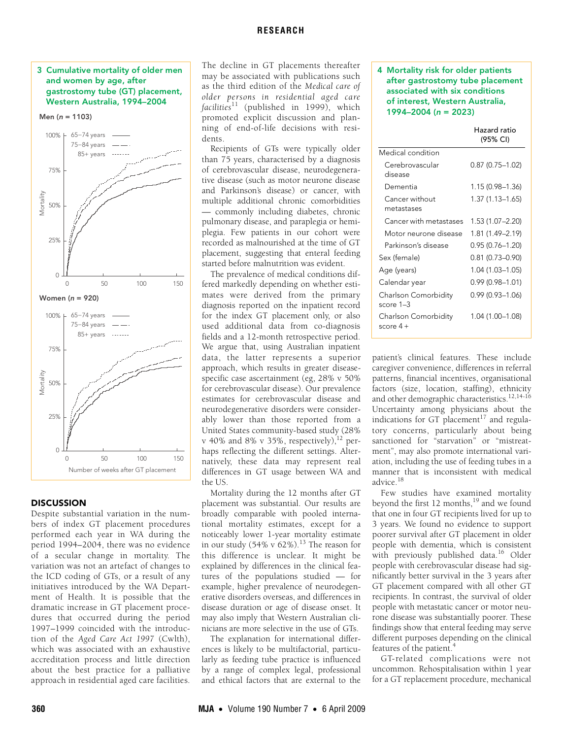**3 Cumulative mortality of older men and women by age, after gastrostomy tube (GT) placement, Western Australia, 1994–2004**

Men (n = 1103)

Women (n = 920)

Legend: 65–74 years; 75–84 years; 85+ years

Y-axis: Mortality (0, 25%, 50%, 75%, 100%)

X-axis: Number of weeks after GT placement (0, 50, 100, 150)

## DISCUSSION

Despite substantial variation in the numbers of index GT placement procedures performed each year in WA during the period 1994–2004, there was no evidence of a secular change in mortality. The variation was not an artefact of changes to the ICD coding of GTs, or a result of any initiatives introduced by the WA Department of Health. It is possible that the dramatic increase in GT placement procedures that occurred during the period 1997–1999 coincided with the introduction of the *Aged Care Act 1997* (Cwlth), which was associated with an exhaustive accreditation process and little direction about the best practice for a palliative approach in residential aged care facilities.

The decline in GT placements thereafter may be associated with publications such as the third edition of the *Medical care of older persons in residential aged care facilities*[11] (published in 1999), which promoted explicit discussion and planning of end-of-life decisions with residents.

Recipients of GTs were typically older than 75 years, characterised by a diagnosis of cerebrovascular disease, neurodegenerative disease (such as motor neurone disease and Parkinson's disease) or cancer, with multiple additional chronic comorbidities — commonly including diabetes, chronic pulmonary disease, and paraplegia or hemiplegia. Few patients in our cohort were recorded as malnourished at the time of GT placement, suggesting that enteral feeding started before malnutrition was evident.

The prevalence of medical conditions differed markedly depending on whether estimates were derived from the primary diagnosis reported on the inpatient record for the index GT placement only, or also used additional data from co-diagnosis fields and a 12-month retrospective period. We argue that, using Australian inpatient data, the latter represents a superior approach, which results in greater disease-specific case ascertainment (eg, 28% v 50% for cerebrovascular disease). Our prevalence estimates for cerebrovascular disease and neurodegenerative disorders were considerably lower than those reported from a United States community-based study (28% v 40% and 8% v 35%, respectively),[12] perhaps reflecting the different settings. Alternatively, these data may represent real differences in GT usage between WA and the US.

Mortality during the 12 months after GT placement was substantial. Our results are broadly comparable with pooled international mortality estimates, except for a noticeably lower 1-year mortality estimate in our study (54% v 62%).[13] The reason for this difference is unclear. It might be explained by differences in the clinical features of the populations studied — for example, higher prevalence of neurodegenerative disorders overseas, and differences in disease duration or age of disease onset. It may also imply that Western Australian clinicians are more selective in the use of GTs.

The explanation for international differences is likely to be multifactorial, particularly as feeding tube practice is influenced by a range of complex legal, professional and ethical factors that are external to the patient's clinical features. These include caregiver convenience, differences in referral patterns, financial incentives, organisational factors (size, location, staffing), ethnicity and other demographic characteristics.[12,14-16] Uncertainty among physicians about the indications for GT placement[17] and regulatory concerns, particularly about being sanctioned for "starvation" or "mistreatment", may also promote international variation, including the use of feeding tubes in a manner that is inconsistent with medical advice.[18]

**4 Mortality risk for older patients after gastrostomy tube placement associated with six conditions of interest, Western Australia, 1994–2004 (n = 2023)**

| | Hazard ratio (95% CI) |
|---|---|
| Medical condition | |
| Cerebrovascular disease | 0.87 (0.75–1.02) |
| Dementia | 1.15 (0.98–1.36) |
| Cancer without metastases | 1.37 (1.13–1.65) |
| Cancer with metastases | 1.53 (1.07–2.20) |
| Motor neurone disease | 1.81 (1.49–2.19) |
| Parkinson's disease | 0.95 (0.76–1.20) |
| Sex (female) | 0.81 (0.73–0.90) |
| Age (years) | 1.04 (1.03–1.05) |
| Calendar year | 0.99 (0.98–1.01) |
| Charlson Comorbidity score 1–3 | 0.99 (0.93–1.06) |
| Charlson Comorbidity score 4 + | 1.04 (1.00–1.08) |

Few studies have examined mortality beyond the first 12 months,[19] and we found that one in four GT recipients lived for up to 3 years. We found no evidence to support poorer survival after GT placement in older people with dementia, which is consistent with previously published data.[16] Older people with cerebrovascular disease had significantly better survival in the 3 years after GT placement compared with all other GT recipients. In contrast, the survival of older people with metastatic cancer or motor neurone disease was substantially poorer. These findings show that enteral feeding may serve different purposes depending on the clinical features of the patient.[4]

GT-related complications were not uncommon. Rehospitalisation within 1 year for a GT replacement procedure, mechanical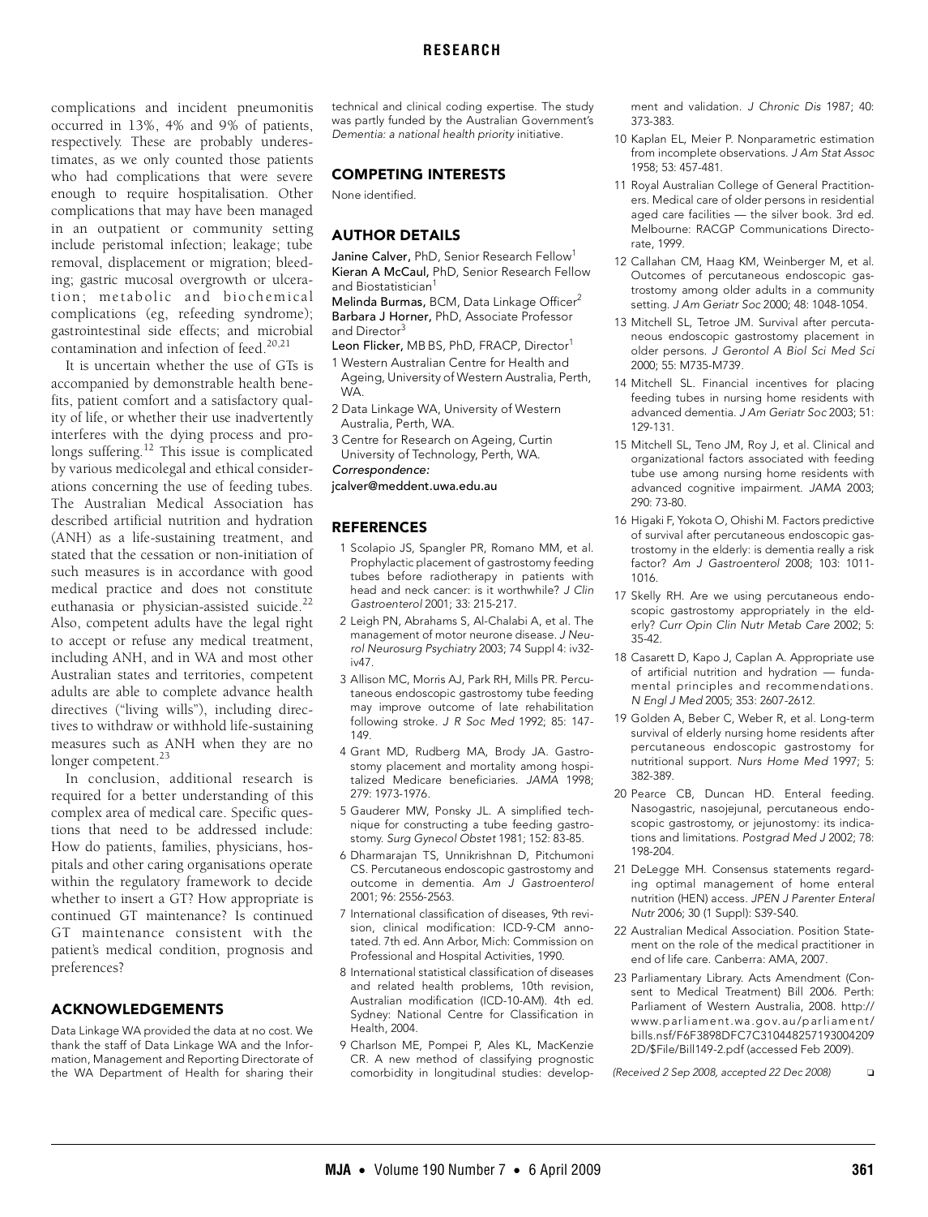complications and incident pneumonitis occurred in 13%, 4% and 9% of patients, respectively. These are probably underestimates, as we only counted those patients who had complications that were severe enough to require hospitalisation. Other complications that may have been managed in an outpatient or community setting include peristomal infection; leakage; tube removal, displacement or migration; bleeding; gastric mucosal overgrowth or ulceration; metabolic and biochemical complications (eg, refeeding syndrome); gastrointestinal side effects; and microbial contamination and infection of feed.[20,21]

It is uncertain whether the use of GTs is accompanied by demonstrable health benefits, patient comfort and a satisfactory quality of life, or whether their use inadvertently interferes with the dying process and prolongs suffering.[12] This issue is complicated by various medicolegal and ethical considerations concerning the use of feeding tubes. The Australian Medical Association has described artificial nutrition and hydration (ANH) as a life-sustaining treatment, and stated that the cessation or non-initiation of such measures is in accordance with good medical practice and does not constitute euthanasia or physician-assisted suicide.[22] Also, competent adults have the legal right to accept or refuse any medical treatment, including ANH, and in WA and most other Australian states and territories, competent adults are able to complete advance health directives ("living wills"), including directives to withdraw or withhold life-sustaining measures such as ANH when they are no longer competent.[23]

In conclusion, additional research is required for a better understanding of this complex area of medical care. Specific questions that need to be addressed include: How do patients, families, physicians, hospitals and other caring organisations operate within the regulatory framework to decide whether to insert a GT? How appropriate is continued GT maintenance? Is continued GT maintenance consistent with the patient's medical condition, prognosis and preferences?

## ACKNOWLEDGEMENTS

Data Linkage WA provided the data at no cost. We thank the staff of Data Linkage WA and the Information, Management and Reporting Directorate of the WA Department of Health for sharing their technical and clinical coding expertise. The study was partly funded by the Australian Government's *Dementia: a national health priority* initiative.

## COMPETING INTERESTS

None identified.

## AUTHOR DETAILS

**Janine Calver,** PhD, Senior Research Fellow[1]
**Kieran A McCaul,** PhD, Senior Research Fellow and Biostatistician[1]
**Melinda Burmas,** BCM, Data Linkage Officer[2]
**Barbara J Horner,** PhD, Associate Professor and Director[3]
**Leon Flicker,** MB BS, PhD, FRACP, Director[1]

1 Western Australian Centre for Health and Ageing, University of Western Australia, Perth, WA.
2 Data Linkage WA, University of Western Australia, Perth, WA.
3 Centre for Research on Ageing, Curtin University of Technology, Perth, WA.

*Correspondence:*
jcalver@meddent.uwa.edu.au

## REFERENCES

1 Scolapio JS, Spangler PR, Romano MM, et al. Prophylactic placement of gastrostomy feeding tubes before radiotherapy in patients with head and neck cancer: is it worthwhile? *J Clin Gastroenterol* 2001; 33: 215-217.

2 Leigh PN, Abrahams S, Al-Chalabi A, et al. The management of motor neurone disease. *J Neurol Neurosurg Psychiatry* 2003; 74 Suppl 4: iv32-iv47.

3 Allison MC, Morris AJ, Park RH, Mills PR. Percutaneous endoscopic gastrostomy tube feeding may improve outcome of late rehabilitation following stroke. *J R Soc Med* 1992; 85: 147-149.

4 Grant MD, Rudberg MA, Brody JA. Gastrostomy placement and mortality among hospitalized Medicare beneficiaries. *JAMA* 1998; 279: 1973-1976.

5 Gauderer MW, Ponsky JL. A simplified technique for constructing a tube feeding gastrostomy. *Surg Gynecol Obstet* 1981; 152: 83-85.

6 Dharmarajan TS, Unnikrishnan D, Pitchumoni CS. Percutaneous endoscopic gastrostomy and outcome in dementia. *Am J Gastroenterol* 2001; 96: 2556-2563.

7 International classification of diseases, 9th revision, clinical modification: ICD-9-CM annotated. 7th ed. Ann Arbor, Mich: Commission on Professional and Hospital Activities, 1990.

8 International statistical classification of diseases and related health problems, 10th revision, Australian modification (ICD-10-AM). 4th ed. Sydney: National Centre for Classification in Health, 2004.

9 Charlson ME, Pompei P, Ales KL, MacKenzie CR. A new method of classifying prognostic comorbidity in longitudinal studies: development and validation. *J Chronic Dis* 1987; 40: 373-383.

10 Kaplan EL, Meier P. Nonparametric estimation from incomplete observations. *J Am Stat Assoc* 1958; 53: 457-481.

11 Royal Australian College of General Practitioners. Medical care of older persons in residential aged care facilities — the silver book. 3rd ed. Melbourne: RACGP Communications Directorate, 1999.

12 Callahan CM, Haag KM, Weinberger M, et al. Outcomes of percutaneous endoscopic gastrostomy among older adults in a community setting. *J Am Geriatr Soc* 2000; 48: 1048-1054.

13 Mitchell SL, Tetroe JM. Survival after percutaneous endoscopic gastrostomy placement in older persons. *J Gerontol A Biol Sci Med Sci* 2000; 55: M735-M739.

14 Mitchell SL. Financial incentives for placing feeding tubes in nursing home residents with advanced dementia. *J Am Geriatr Soc* 2003; 51: 129-131.

15 Mitchell SL, Teno JM, Roy J, et al. Clinical and organizational factors associated with feeding tube use among nursing home residents with advanced cognitive impairment. *JAMA* 2003; 290: 73-80.

16 Higaki F, Yokota O, Ohishi M. Factors predictive of survival after percutaneous endoscopic gastrostomy in the elderly: is dementia really a risk factor? *Am J Gastroenterol* 2008; 103: 1011-1016.

17 Skelly RH. Are we using percutaneous endoscopic gastrostomy appropriately in the elderly? *Curr Opin Clin Nutr Metab Care* 2002; 5: 35-42.

18 Casarett D, Kapo J, Caplan A. Appropriate use of artificial nutrition and hydration — fundamental principles and recommendations. *N Engl J Med* 2005; 353: 2607-2612.

19 Golden A, Beber C, Weber R, et al. Long-term survival of elderly nursing home residents after percutaneous endoscopic gastrostomy for nutritional support. *Nurs Home Med* 1997; 5: 382-389.

20 Pearce CB, Duncan HD. Enteral feeding. Nasogastric, nasojejunal, percutaneous endoscopic gastrostomy, or jejunostomy: its indications and limitations. *Postgrad Med J* 2002; 78: 198-204.

21 DeLegge MH. Consensus statements regarding optimal management of home enteral nutrition (HEN) access. *JPEN J Parenter Enteral Nutr* 2006; 30 (1 Suppl): S39-S40.

22 Australian Medical Association. Position Statement on the role of the medical practitioner in end of life care. Canberra: AMA, 2007.

23 Parliamentary Library. Acts Amendment (Consent to Medical Treatment) Bill 2006. Perth: Parliament of Western Australia, 2008. http://www.parliament.wa.gov.au/parliament/bills.nsf/F6F3898DFC7C310448257193004209 2D/$File/Bill149-2.pdf (accessed Feb 2009).

*(Received 2 Sep 2008, accepted 22 Dec 2008)*